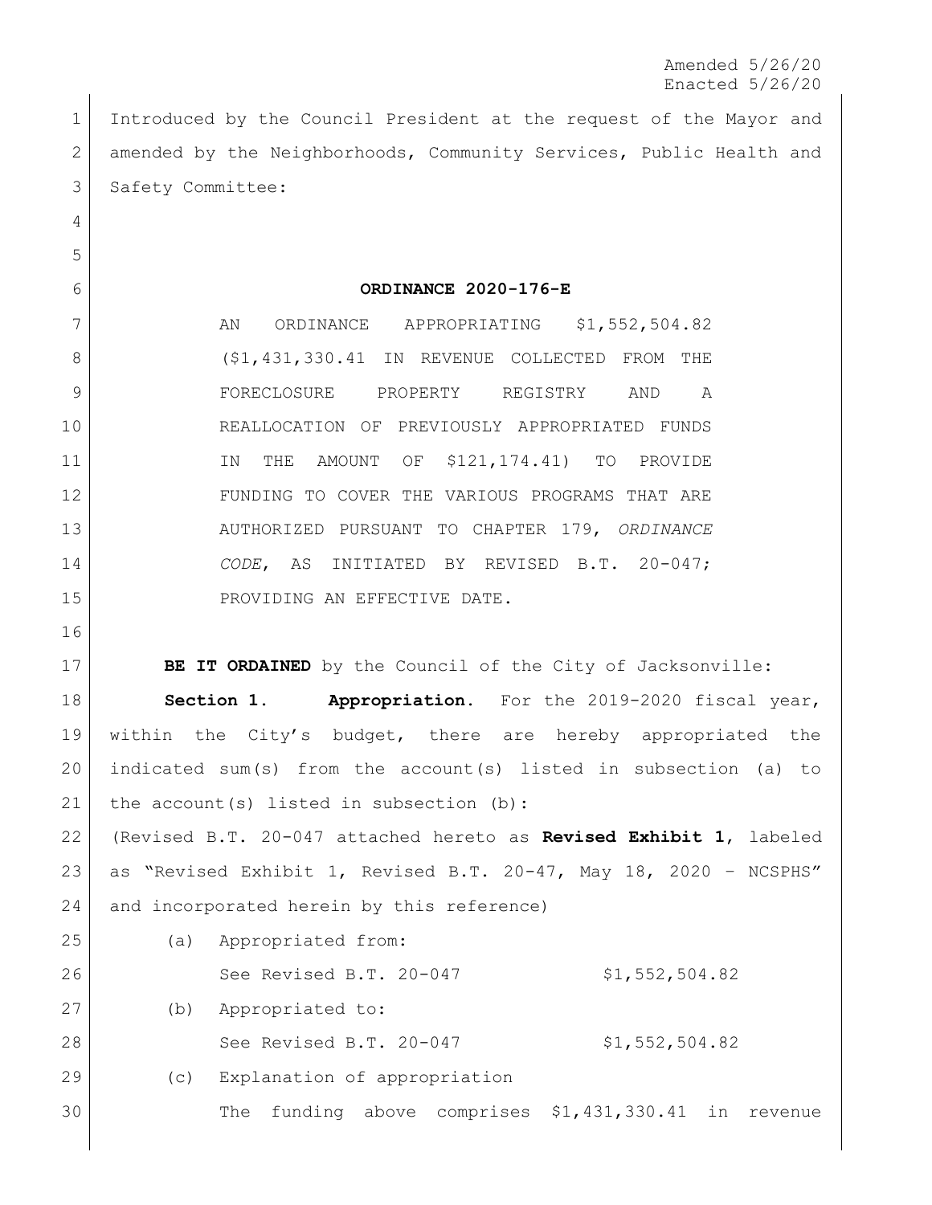Amended 5/26/20
Enacted 5/26/20

Introduced by the Council President at the request of the Mayor and amended by the Neighborhoods, Community Services, Public Health and Safety Committee:

# ORDINANCE 2020-176-E

AN ORDINANCE APPROPRIATING $1,552,504.82 ($1,431,330.41 IN REVENUE COLLECTED FROM THE FORECLOSURE PROPERTY REGISTRY AND A REALLOCATION OF PREVIOUSLY APPROPRIATED FUNDS IN THE AMOUNT OF $121,174.41) TO PROVIDE FUNDING TO COVER THE VARIOUS PROGRAMS THAT ARE AUTHORIZED PURSUANT TO CHAPTER 179, *ORDINANCE CODE*, AS INITIATED BY REVISED B.T. 20-047; PROVIDING AN EFFECTIVE DATE.

**BE IT ORDAINED** by the Council of the City of Jacksonville:

**Section 1. Appropriation.** For the 2019-2020 fiscal year, within the City's budget, there are hereby appropriated the indicated sum(s) from the account(s) listed in subsection (a) to the account(s) listed in subsection (b):

(Revised B.T. 20-047 attached hereto as **Revised Exhibit 1**, labeled as "Revised Exhibit 1, Revised B.T. 20-47, May 18, 2020 – NCSPHS" and incorporated herein by this reference)

(a) Appropriated from:

See Revised B.T. 20-047 $1,552,504.82

(b) Appropriated to:

See Revised B.T. 20-047 $1,552,504.82

(c) Explanation of appropriation

The funding above comprises $1,431,330.41 in revenue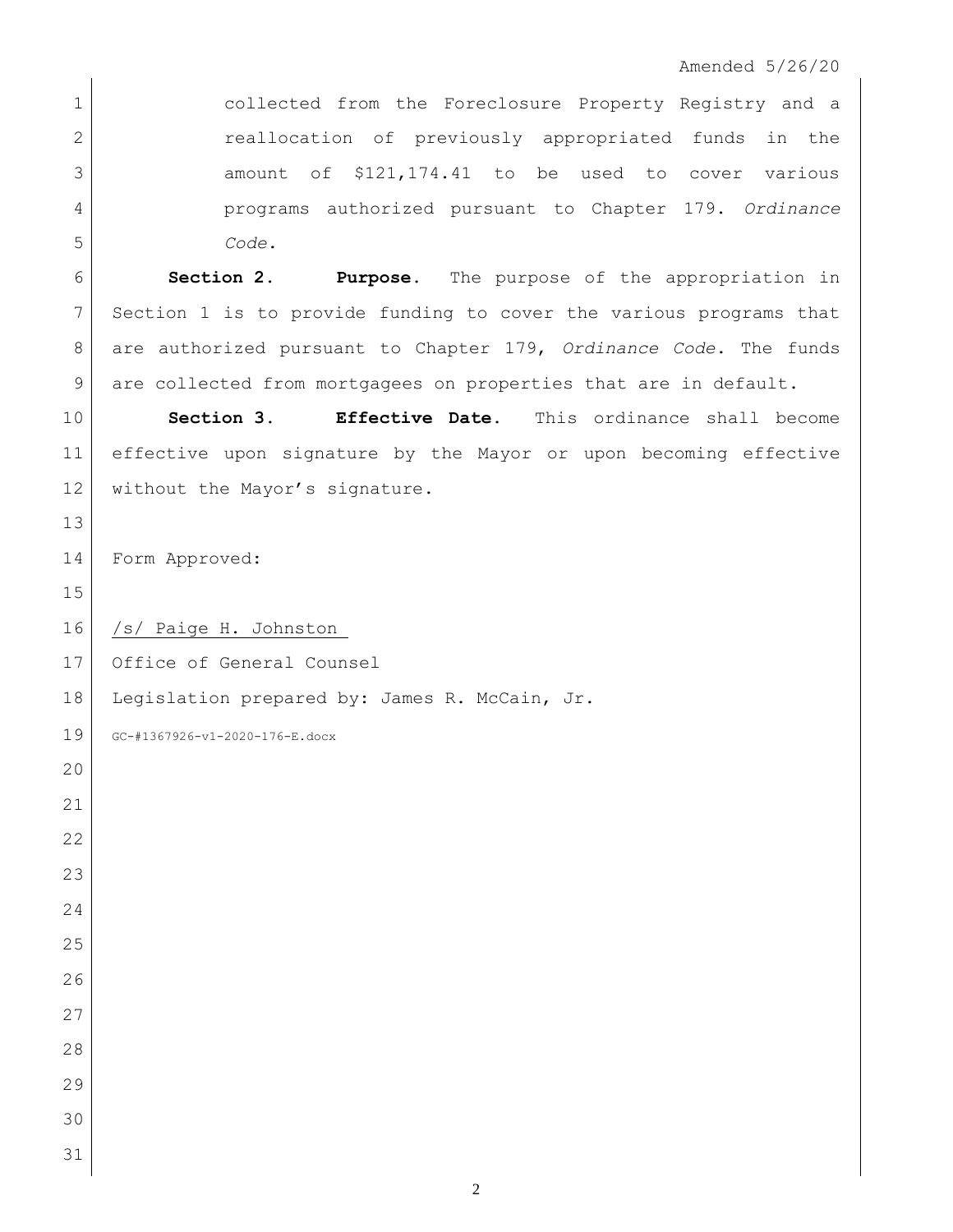Amended 5/26/20

collected from the Foreclosure Property Registry and a reallocation of previously appropriated funds in the amount of $121,174.41 to be used to cover various programs authorized pursuant to Chapter 179. *Ordinance Code*.

**Section 2. Purpose.** The purpose of the appropriation in Section 1 is to provide funding to cover the various programs that are authorized pursuant to Chapter 179, *Ordinance Code*. The funds are collected from mortgagees on properties that are in default.

**Section 3. Effective Date.** This ordinance shall become effective upon signature by the Mayor or upon becoming effective without the Mayor's signature.

Form Approved:

/s/ Paige H. Johnston

Office of General Counsel

Legislation prepared by: James R. McCain, Jr.

GC-#1367926-v1-2020-176-E.docx